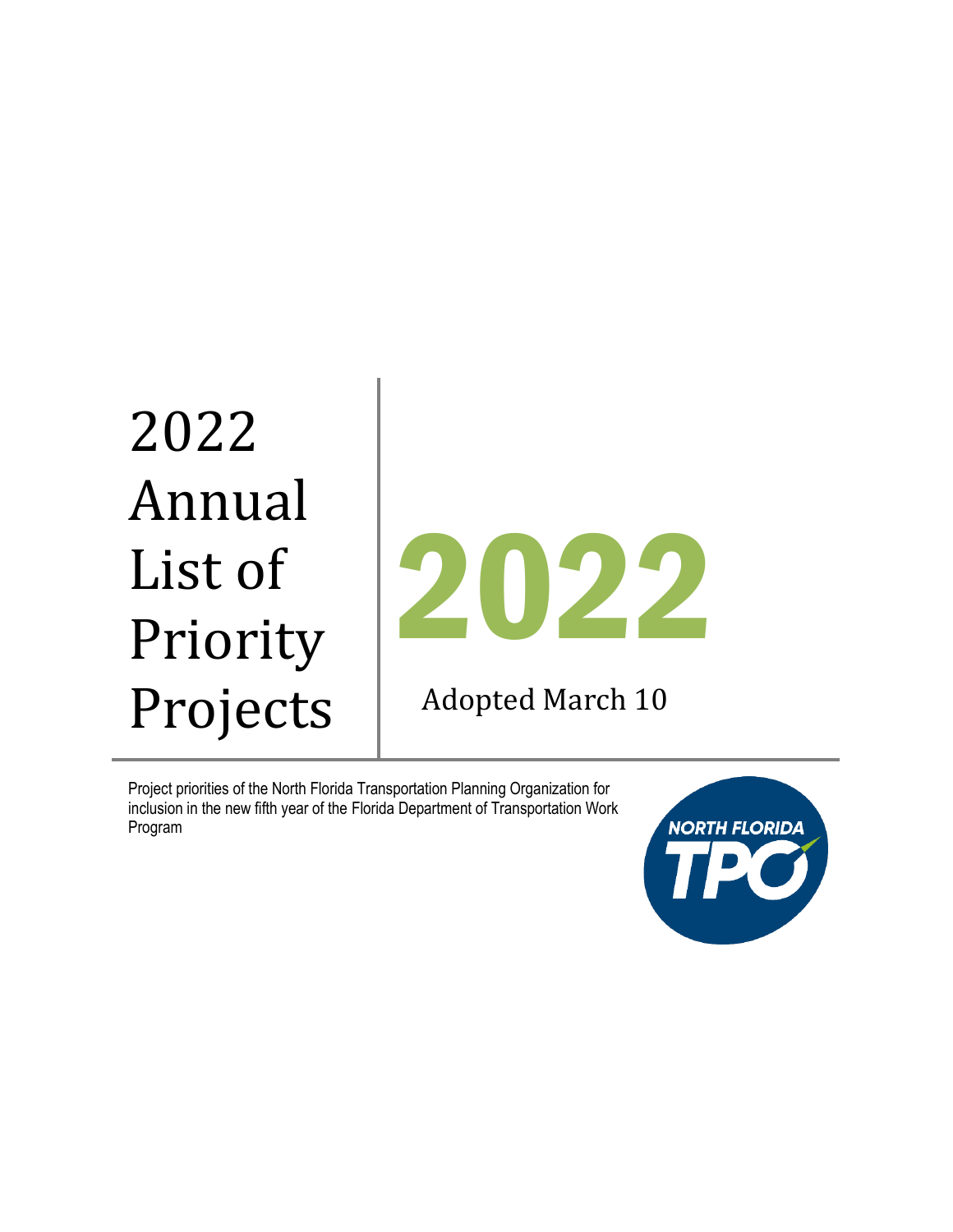# 2022 Annual List of Priority Projects

2022

Adopted March 10

Project priorities of the North Florida Transportation Planning Organization for inclusion in the new fifth year of the Florida Department of Transportation Work Program

NORTH FLORIDA TPO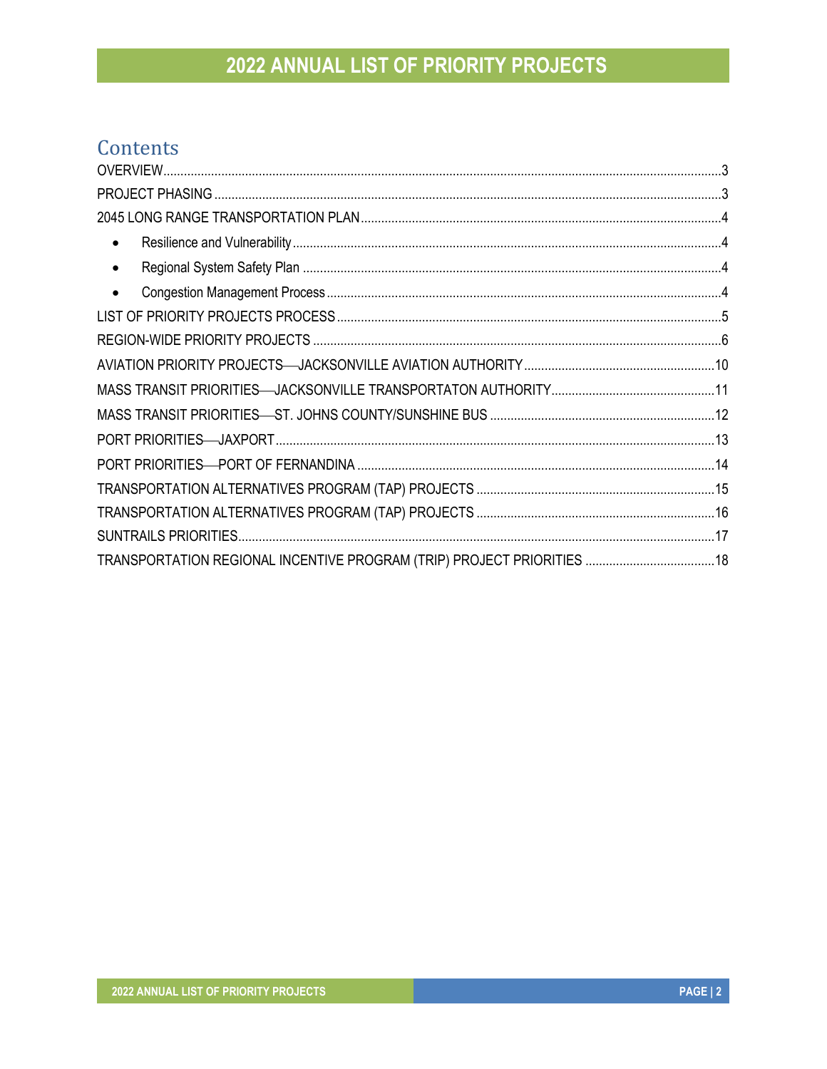# 2022 ANNUAL LIST OF PRIORITY PROJECTS

## Contents

OVERVIEW ........................................ 3
PROJECT PHASING ........................................ 3
2045 LONG RANGE TRANSPORTATION PLAN ........................................ 4

- Resilience and Vulnerability ........................................ 4
- Regional System Safety Plan ........................................ 4
- Congestion Management Process ........................................ 4

LIST OF PRIORITY PROJECTS PROCESS ........................................ 5
REGION-WIDE PRIORITY PROJECTS ........................................ 6
AVIATION PRIORITY PROJECTS—JACKSONVILLE AVIATION AUTHORITY ........................................ 10
MASS TRANSIT PRIORITIES—JACKSONVILLE TRANSPORTATON AUTHORITY ........................................ 11
MASS TRANSIT PRIORITIES—ST. JOHNS COUNTY/SUNSHINE BUS ........................................ 12
PORT PRIORITIES—JAXPORT ........................................ 13
PORT PRIORITIES—PORT OF FERNANDINA ........................................ 14
TRANSPORTATION ALTERNATIVES PROGRAM (TAP) PROJECTS ........................................ 15
TRANSPORTATION ALTERNATIVES PROGRAM (TAP) PROJECTS ........................................ 16
SUNTRAILS PRIORITIES ........................................ 17
TRANSPORTATION REGIONAL INCENTIVE PROGRAM (TRIP) PROJECT PRIORITIES ........................................ 18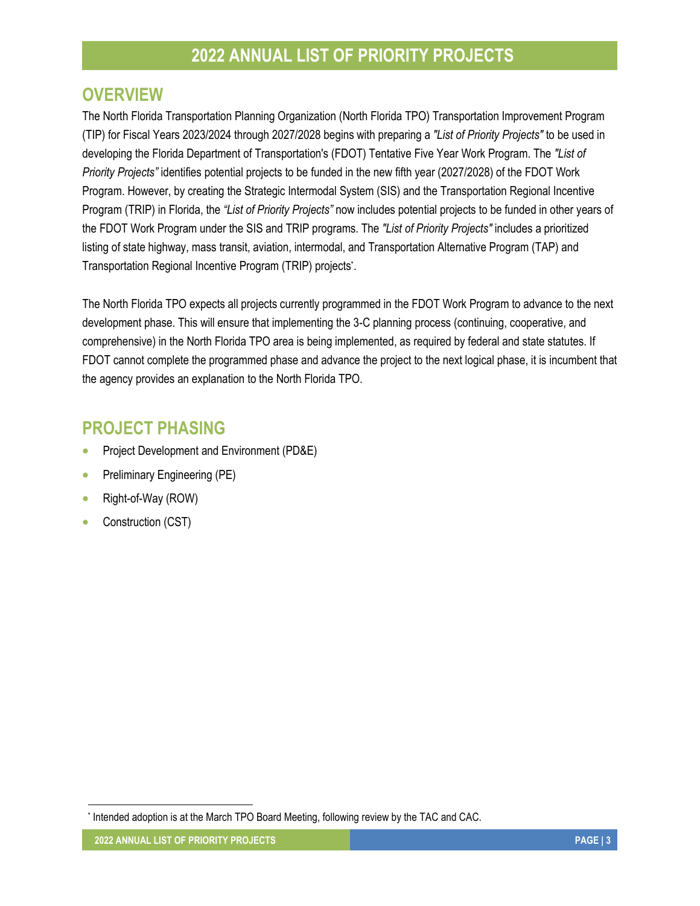# 2022 ANNUAL LIST OF PRIORITY PROJECTS

## OVERVIEW

The North Florida Transportation Planning Organization (North Florida TPO) Transportation Improvement Program (TIP) for Fiscal Years 2023/2024 through 2027/2028 begins with preparing a *"List of Priority Projects"* to be used in developing the Florida Department of Transportation's (FDOT) Tentative Five Year Work Program. The *"List of Priority Projects"* identifies potential projects to be funded in the new fifth year (2027/2028) of the FDOT Work Program. However, by creating the Strategic Intermodal System (SIS) and the Transportation Regional Incentive Program (TRIP) in Florida, the *"List of Priority Projects"* now includes potential projects to be funded in other years of the FDOT Work Program under the SIS and TRIP programs. The *"List of Priority Projects"* includes a prioritized listing of state highway, mass transit, aviation, intermodal, and Transportation Alternative Program (TAP) and Transportation Regional Incentive Program (TRIP) projects[*].

The North Florida TPO expects all projects currently programmed in the FDOT Work Program to advance to the next development phase. This will ensure that implementing the 3-C planning process (continuing, cooperative, and comprehensive) in the North Florida TPO area is being implemented, as required by federal and state statutes. If FDOT cannot complete the programmed phase and advance the project to the next logical phase, it is incumbent that the agency provides an explanation to the North Florida TPO.

## PROJECT PHASING

- Project Development and Environment (PD&E)
- Preliminary Engineering (PE)
- Right-of-Way (ROW)
- Construction (CST)

[*] Intended adoption is at the March TPO Board Meeting, following review by the TAC and CAC.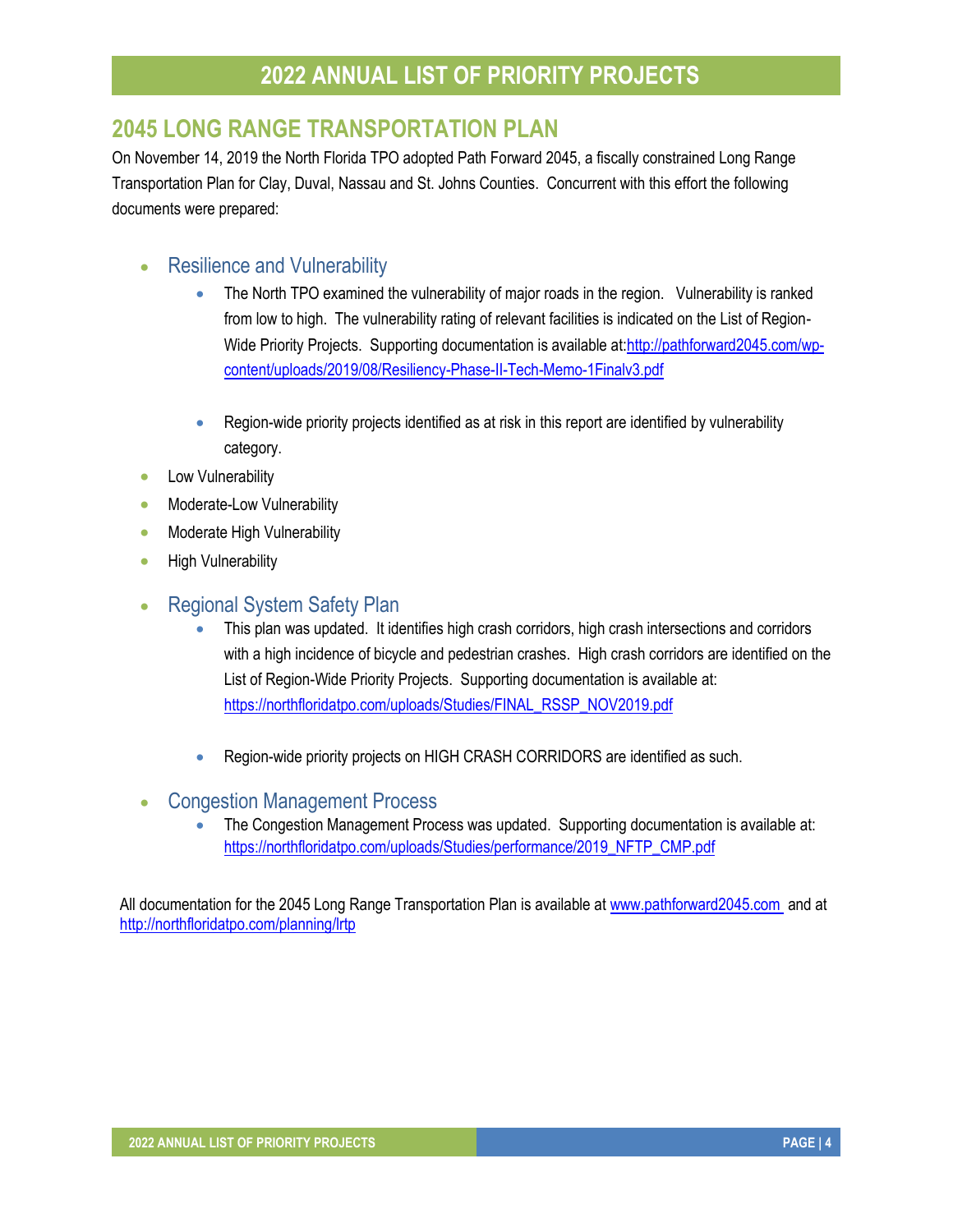# 2022 ANNUAL LIST OF PRIORITY PROJECTS

## 2045 LONG RANGE TRANSPORTATION PLAN

On November 14, 2019 the North Florida TPO adopted Path Forward 2045, a fiscally constrained Long Range Transportation Plan for Clay, Duval, Nassau and St. Johns Counties. Concurrent with this effort the following documents were prepared:

- ### Resilience and Vulnerability
  - The North TPO examined the vulnerability of major roads in the region. Vulnerability is ranked from low to high. The vulnerability rating of relevant facilities is indicated on the List of Region-Wide Priority Projects. Supporting documentation is available at:[http://pathforward2045.com/wp-content/uploads/2019/08/Resiliency-Phase-II-Tech-Memo-1Finalv3.pdf](http://pathforward2045.com/wp-content/uploads/2019/08/Resiliency-Phase-II-Tech-Memo-1Finalv3.pdf)
  - Region-wide priority projects identified as at risk in this report are identified by vulnerability category.
- Low Vulnerability
- Moderate-Low Vulnerability
- Moderate High Vulnerability
- High Vulnerability

- ### Regional System Safety Plan
  - This plan was updated. It identifies high crash corridors, high crash intersections and corridors with a high incidence of bicycle and pedestrian crashes. High crash corridors are identified on the List of Region-Wide Priority Projects. Supporting documentation is available at: [https://northfloridatpo.com/uploads/Studies/FINAL_RSSP_NOV2019.pdf](https://northfloridatpo.com/uploads/Studies/FINAL_RSSP_NOV2019.pdf)
  - Region-wide priority projects on HIGH CRASH CORRIDORS are identified as such.

- ### Congestion Management Process
  - The Congestion Management Process was updated. Supporting documentation is available at: [https://northfloridatpo.com/uploads/Studies/performance/2019_NFTP_CMP.pdf](https://northfloridatpo.com/uploads/Studies/performance/2019_NFTP_CMP.pdf)

All documentation for the 2045 Long Range Transportation Plan is available at [www.pathforward2045.com](http://www.pathforward2045.com) and at [http://northfloridatpo.com/planning/lrtp](http://northfloridatpo.com/planning/lrtp)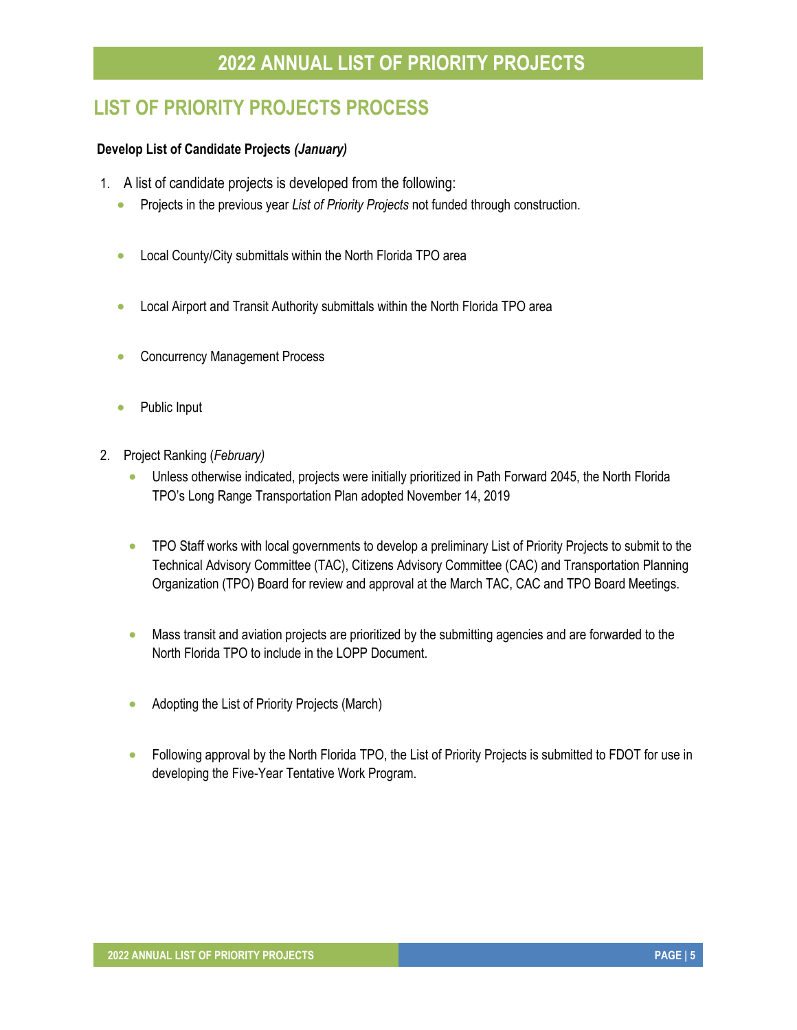# 2022 ANNUAL LIST OF PRIORITY PROJECTS

## LIST OF PRIORITY PROJECTS PROCESS

**Develop List of Candidate Projects *(January)***

1. A list of candidate projects is developed from the following:
   - Projects in the previous year *List of Priority Projects* not funded through construction.
   - Local County/City submittals within the North Florida TPO area
   - Local Airport and Transit Authority submittals within the North Florida TPO area
   - Concurrency Management Process
   - Public Input
2. Project Ranking (*February)*
   - Unless otherwise indicated, projects were initially prioritized in Path Forward 2045, the North Florida TPO's Long Range Transportation Plan adopted November 14, 2019
   - TPO Staff works with local governments to develop a preliminary List of Priority Projects to submit to the Technical Advisory Committee (TAC), Citizens Advisory Committee (CAC) and Transportation Planning Organization (TPO) Board for review and approval at the March TAC, CAC and TPO Board Meetings.
   - Mass transit and aviation projects are prioritized by the submitting agencies and are forwarded to the North Florida TPO to include in the LOPP Document.
   - Adopting the List of Priority Projects (March)
   - Following approval by the North Florida TPO, the List of Priority Projects is submitted to FDOT for use in developing the Five-Year Tentative Work Program.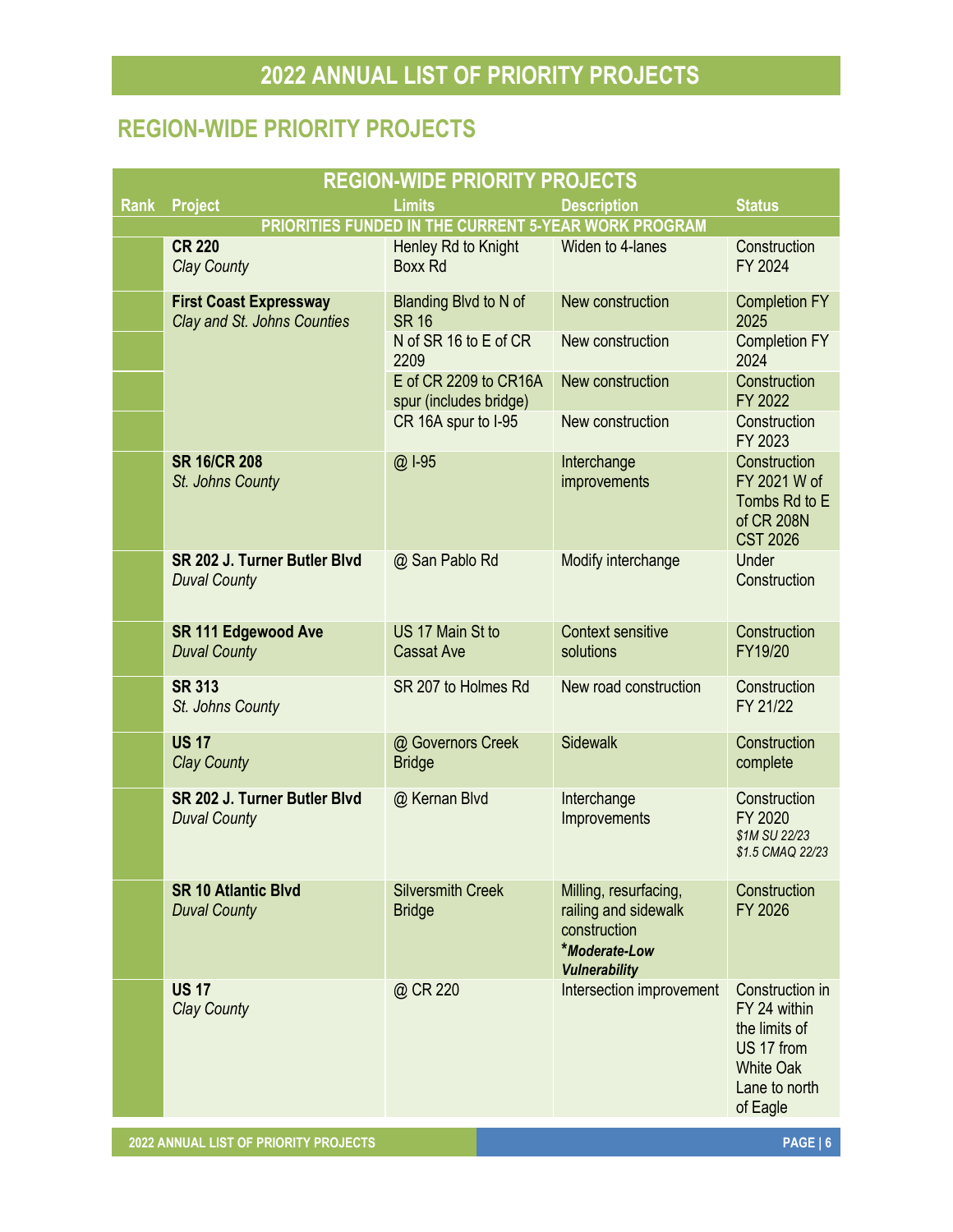# 2022 ANNUAL LIST OF PRIORITY PROJECTS

## REGION-WIDE PRIORITY PROJECTS

| REGION-WIDE PRIORITY PROJECTS | | | | |
|---|---|---|---|---|
| **Rank** | **Project** | **Limits** | **Description** | **Status** |
| **PRIORITIES FUNDED IN THE CURRENT 5-YEAR WORK PROGRAM** | | | | |
| | **CR 220**<br>*Clay County* | Henley Rd to Knight Boxx Rd | Widen to 4-lanes | Construction FY 2024 |
| | **First Coast Expressway**<br>*Clay and St. Johns Counties* | Blanding Blvd to N of SR 16 | New construction | Completion FY 2025 |
| | | N of SR 16 to E of CR 2209 | New construction | Completion FY 2024 |
| | | E of CR 2209 to CR16A spur (includes bridge) | New construction | Construction FY 2022 |
| | | CR 16A spur to I-95 | New construction | Construction FY 2023 |
| | **SR 16/CR 208**<br>*St. Johns County* | @ I-95 | Interchange improvements | Construction FY 2021 W of Tombs Rd to E of CR 208N CST 2026 |
| | **SR 202 J. Turner Butler Blvd**<br>*Duval County* | @ San Pablo Rd | Modify interchange | Under Construction |
| | **SR 111 Edgewood Ave**<br>*Duval County* | US 17 Main St to Cassat Ave | Context sensitive solutions | Construction FY19/20 |
| | **SR 313**<br>*St. Johns County* | SR 207 to Holmes Rd | New road construction | Construction FY 21/22 |
| | **US 17**<br>*Clay County* | @ Governors Creek Bridge | Sidewalk | Construction complete |
| | **SR 202 J. Turner Butler Blvd**<br>*Duval County* | @ Kernan Blvd | Interchange Improvements | Construction FY 2020<br>*$1M SU 22/23*<br>*$1.5 CMAQ 22/23* |
| | **SR 10 Atlantic Blvd**<br>*Duval County* | Silversmith Creek Bridge | Milling, resurfacing, railing and sidewalk construction<br>***Moderate-Low Vulnerability*** | Construction FY 2026 |
| | **US 17**<br>*Clay County* | @ CR 220 | Intersection improvement | Construction in FY 24 within the limits of US 17 from White Oak Lane to north of Eagle |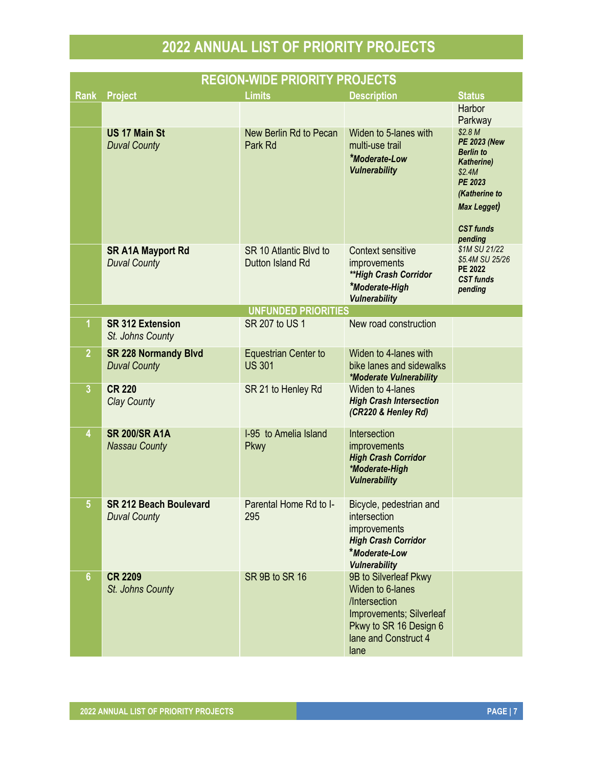# 2022 ANNUAL LIST OF PRIORITY PROJECTS

## REGION-WIDE PRIORITY PROJECTS

| Rank | Project | Limits | Description | Status |
|---|---|---|---|---|
| | | | | Harbor Parkway |
| | **US 17 Main St** *Duval County* | New Berlin Rd to Pecan Park Rd | Widen to 5-lanes with multi-use trail ***Moderate-Low Vulnerability** | *$2.8 M* ***PE 2023 (New Berlin to Katherine)*** *$2.4M* ***PE 2023 (Katherine to Max Legget)*** ***CST funds pending*** |
| | **SR A1A Mayport Rd** *Duval County* | SR 10 Atlantic Blvd to Dutton Island Rd | Context sensitive improvements ****High Crash Corridor*** ***Moderate-High Vulnerability** | *$1M SU 21/22* *$5.4M SU 25/26* **PE 2022** ***CST funds pending*** |
| | **UNFUNDED PRIORITIES** | | | |
| 1 | **SR 312 Extension** *St. Johns County* | SR 207 to US 1 | New road construction | |
| 2 | **SR 228 Normandy Blvd** *Duval County* | Equestrian Center to US 301 | Widen to 4-lanes with bike lanes and sidewalks ***Moderate Vulnerability** | |
| 3 | **CR 220** *Clay County* | SR 21 to Henley Rd | Widen to 4-lanes ***High Crash Intersection (CR220 & Henley Rd)*** | |
| 4 | **SR 200/SR A1A** *Nassau County* | I-95 to Amelia Island Pkwy | Intersection improvements ***High Crash Corridor*** ***Moderate-High Vulnerability** | |
| 5 | **SR 212 Beach Boulevard** *Duval County* | Parental Home Rd to I-295 | Bicycle, pedestrian and intersection improvements ***High Crash Corridor*** ***Moderate-Low Vulnerability** | |
| 6 | **CR 2209** *St. Johns County* | SR 9B to SR 16 | 9B to Silverleaf Pkwy Widen to 6-lanes /Intersection Improvements; Silverleaf Pkwy to SR 16 Design 6 lane and Construct 4 lane | |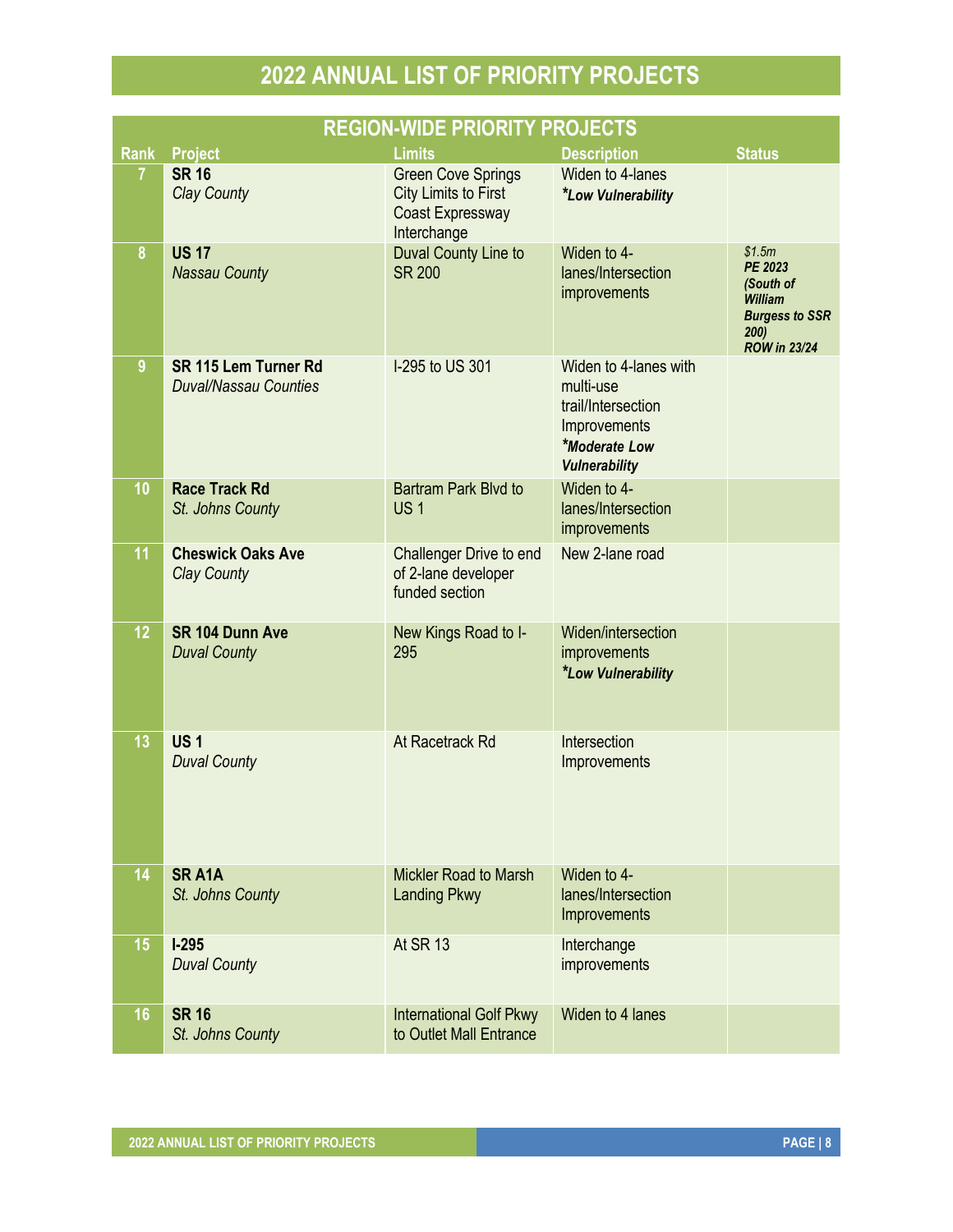# 2022 ANNUAL LIST OF PRIORITY PROJECTS

## REGION-WIDE PRIORITY PROJECTS

| Rank | Project | Limits | Description | Status |
|---|---|---|---|---|
| 7 | **SR 16**<br>*Clay County* | Green Cove Springs City Limits to First Coast Expressway Interchange | Widen to 4-lanes<br>***Low Vulnerability*** | |
| 8 | **US 17**<br>*Nassau County* | Duval County Line to SR 200 | Widen to 4-lanes/Intersection improvements | *$1.5m*<br>***PE 2023 (South of William Burgess to SSR 200)***<br>***ROW in 23/24*** |
| 9 | **SR 115 Lem Turner Rd**<br>*Duval/Nassau Counties* | I-295 to US 301 | Widen to 4-lanes with multi-use trail/Intersection Improvements<br>***Moderate Low Vulnerability*** | |
| 10 | **Race Track Rd**<br>*St. Johns County* | Bartram Park Blvd to US 1 | Widen to 4-lanes/Intersection improvements | |
| 11 | **Cheswick Oaks Ave**<br>*Clay County* | Challenger Drive to end of 2-lane developer funded section | New 2-lane road | |
| 12 | **SR 104 Dunn Ave**<br>*Duval County* | New Kings Road to I-295 | Widen/intersection improvements<br>***Low Vulnerability*** | |
| 13 | **US 1**<br>*Duval County* | At Racetrack Rd | Intersection Improvements | |
| 14 | **SR A1A**<br>*St. Johns County* | Mickler Road to Marsh Landing Pkwy | Widen to 4-lanes/Intersection Improvements | |
| 15 | **I-295**<br>*Duval County* | At SR 13 | Interchange improvements | |
| 16 | **SR 16**<br>*St. Johns County* | International Golf Pkwy to Outlet Mall Entrance | Widen to 4 lanes | |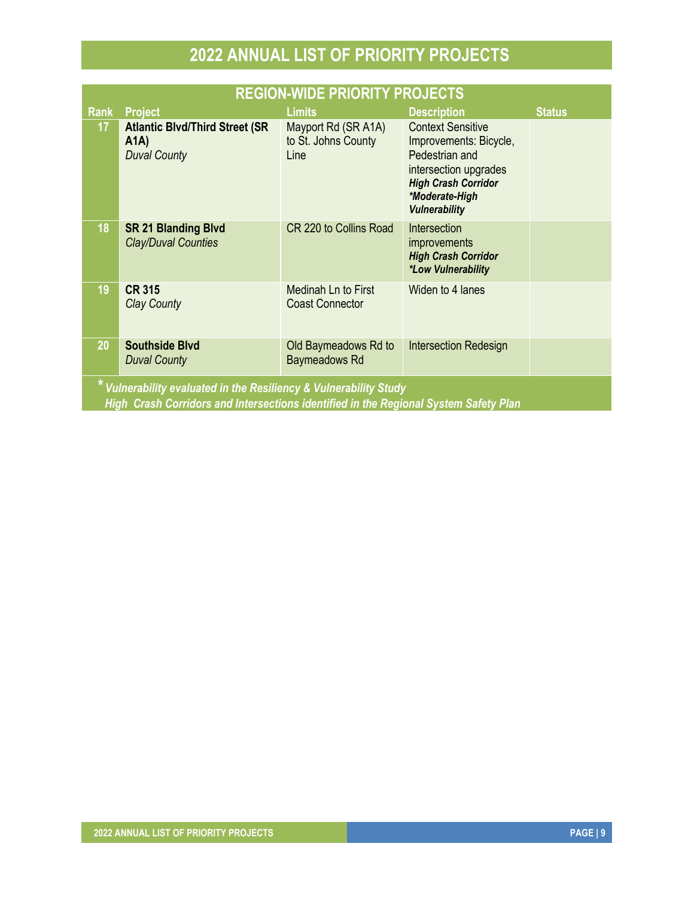# 2022 ANNUAL LIST OF PRIORITY PROJECTS

## REGION-WIDE PRIORITY PROJECTS

| Rank | Project | Limits | Description | Status |
|---|---|---|---|---|
| 17 | **Atlantic Blvd/Third Street (SR A1A)** *Duval County* | Mayport Rd (SR A1A) to St. Johns County Line | Context Sensitive Improvements: Bicycle, Pedestrian and intersection upgrades ***High Crash Corridor*** ***\*Moderate-High Vulnerability*** | |
| 18 | **SR 21 Blanding Blvd** *Clay/Duval Counties* | CR 220 to Collins Road | Intersection improvements ***High Crash Corridor*** ***\*Low Vulnerability*** | |
| 19 | **CR 315** *Clay County* | Medinah Ln to First Coast Connector | Widen to 4 lanes | |
| 20 | **Southside Blvd** *Duval County* | Old Baymeadows Rd to Baymeadows Rd | Intersection Redesign | |

***\* Vulnerability evaluated in the Resiliency & Vulnerability Study***
***High Crash Corridors and Intersections identified in the Regional System Safety Plan***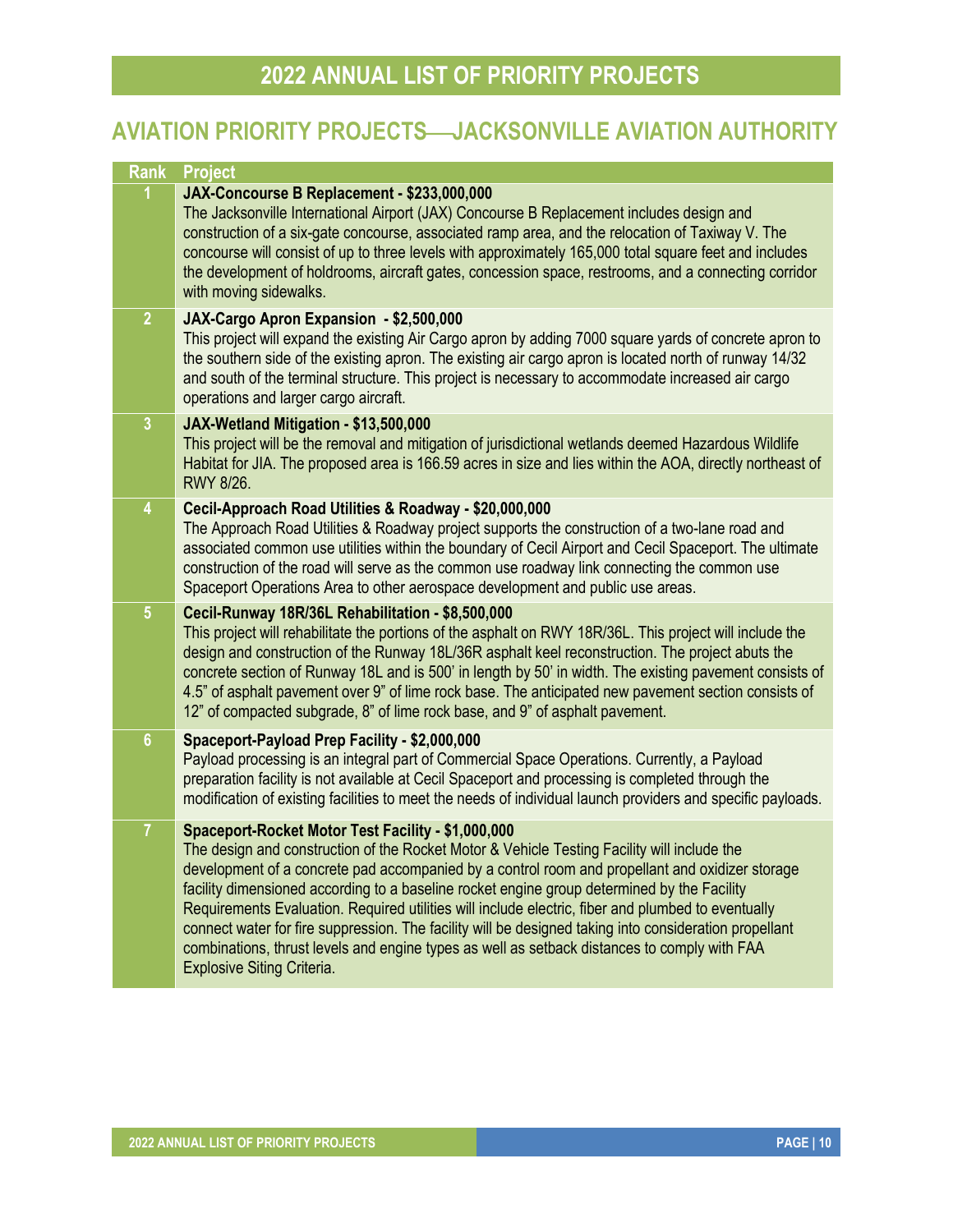# 2022 ANNUAL LIST OF PRIORITY PROJECTS

## AVIATION PRIORITY PROJECTS—JACKSONVILLE AVIATION AUTHORITY

| Rank | Project |
|---|---|
| 1 | **JAX-Concourse B Replacement - $233,000,000** The Jacksonville International Airport (JAX) Concourse B Replacement includes design and construction of a six-gate concourse, associated ramp area, and the relocation of Taxiway V. The concourse will consist of up to three levels with approximately 165,000 total square feet and includes the development of holdrooms, aircraft gates, concession space, restrooms, and a connecting corridor with moving sidewalks. |
| 2 | **JAX-Cargo Apron Expansion - $2,500,000** This project will expand the existing Air Cargo apron by adding 7000 square yards of concrete apron to the southern side of the existing apron. The existing air cargo apron is located north of runway 14/32 and south of the terminal structure. This project is necessary to accommodate increased air cargo operations and larger cargo aircraft. |
| 3 | **JAX-Wetland Mitigation - $13,500,000** This project will be the removal and mitigation of jurisdictional wetlands deemed Hazardous Wildlife Habitat for JIA. The proposed area is 166.59 acres in size and lies within the AOA, directly northeast of RWY 8/26. |
| 4 | **Cecil-Approach Road Utilities & Roadway - $20,000,000** The Approach Road Utilities & Roadway project supports the construction of a two-lane road and associated common use utilities within the boundary of Cecil Airport and Cecil Spaceport. The ultimate construction of the road will serve as the common use roadway link connecting the common use Spaceport Operations Area to other aerospace development and public use areas. |
| 5 | **Cecil-Runway 18R/36L Rehabilitation - $8,500,000** This project will rehabilitate the portions of the asphalt on RWY 18R/36L. This project will include the design and construction of the Runway 18L/36R asphalt keel reconstruction. The project abuts the concrete section of Runway 18L and is 500' in length by 50' in width. The existing pavement consists of 4.5" of asphalt pavement over 9" of lime rock base. The anticipated new pavement section consists of 12" of compacted subgrade, 8" of lime rock base, and 9" of asphalt pavement. |
| 6 | **Spaceport-Payload Prep Facility - $2,000,000** Payload processing is an integral part of Commercial Space Operations. Currently, a Payload preparation facility is not available at Cecil Spaceport and processing is completed through the modification of existing facilities to meet the needs of individual launch providers and specific payloads. |
| 7 | **Spaceport-Rocket Motor Test Facility - $1,000,000** The design and construction of the Rocket Motor & Vehicle Testing Facility will include the development of a concrete pad accompanied by a control room and propellant and oxidizer storage facility dimensioned according to a baseline rocket engine group determined by the Facility Requirements Evaluation. Required utilities will include electric, fiber and plumbed to eventually connect water for fire suppression. The facility will be designed taking into consideration propellant combinations, thrust levels and engine types as well as setback distances to comply with FAA Explosive Siting Criteria. |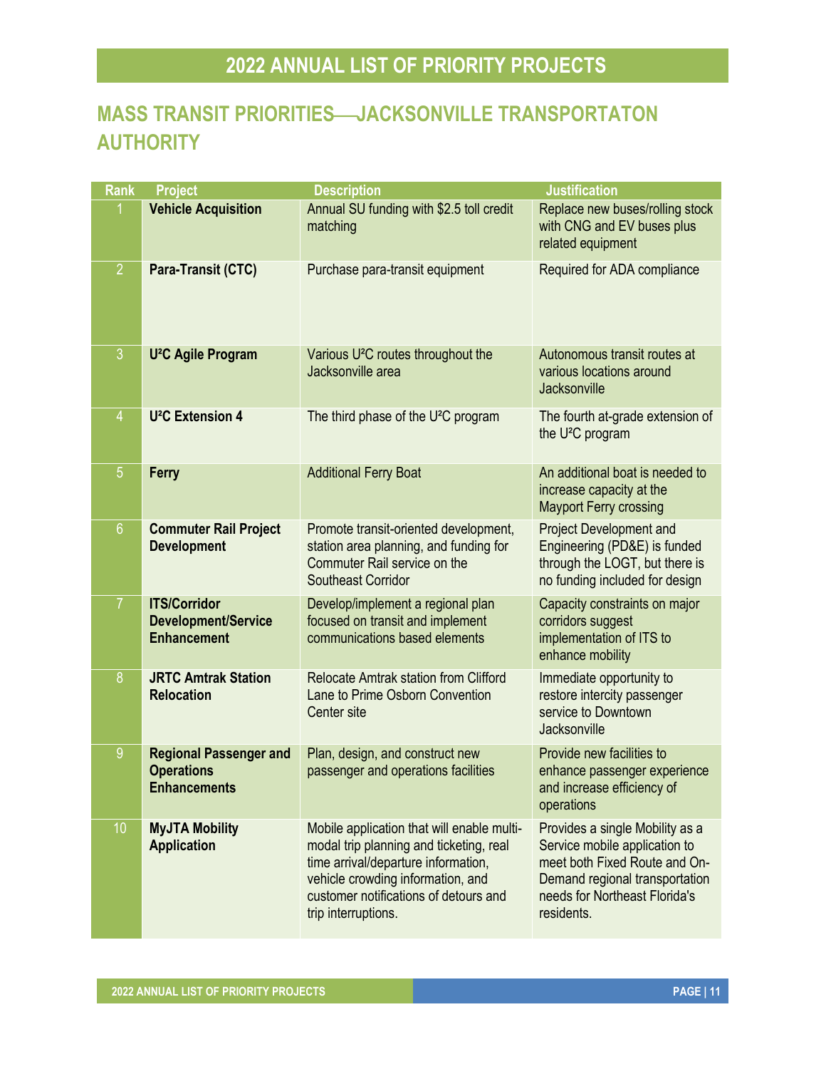# 2022 ANNUAL LIST OF PRIORITY PROJECTS

## MASS TRANSIT PRIORITIES—JACKSONVILLE TRANSPORTATON AUTHORITY

| Rank | Project | Description | Justification |
|---|---|---|---|
| 1 | **Vehicle Acquisition** | Annual SU funding with $2.5 toll credit matching | Replace new buses/rolling stock with CNG and EV buses plus related equipment |
| 2 | **Para-Transit (CTC)** | Purchase para-transit equipment | Required for ADA compliance |
| 3 | **U²C Agile Program** | Various U²C routes throughout the Jacksonville area | Autonomous transit routes at various locations around Jacksonville |
| 4 | **U²C Extension 4** | The third phase of the U²C program | The fourth at-grade extension of the U²C program |
| 5 | **Ferry** | Additional Ferry Boat | An additional boat is needed to increase capacity at the Mayport Ferry crossing |
| 6 | **Commuter Rail Project Development** | Promote transit-oriented development, station area planning, and funding for Commuter Rail service on the Southeast Corridor | Project Development and Engineering (PD&E) is funded through the LOGT, but there is no funding included for design |
| 7 | **ITS/Corridor Development/Service Enhancement** | Develop/implement a regional plan focused on transit and implement communications based elements | Capacity constraints on major corridors suggest implementation of ITS to enhance mobility |
| 8 | **JRTC Amtrak Station Relocation** | Relocate Amtrak station from Clifford Lane to Prime Osborn Convention Center site | Immediate opportunity to restore intercity passenger service to Downtown Jacksonville |
| 9 | **Regional Passenger and Operations Enhancements** | Plan, design, and construct new passenger and operations facilities | Provide new facilities to enhance passenger experience and increase efficiency of operations |
| 10 | **MyJTA Mobility Application** | Mobile application that will enable multi-modal trip planning and ticketing, real time arrival/departure information, vehicle crowding information, and customer notifications of detours and trip interruptions. | Provides a single Mobility as a Service mobile application to meet both Fixed Route and On-Demand regional transportation needs for Northeast Florida's residents. |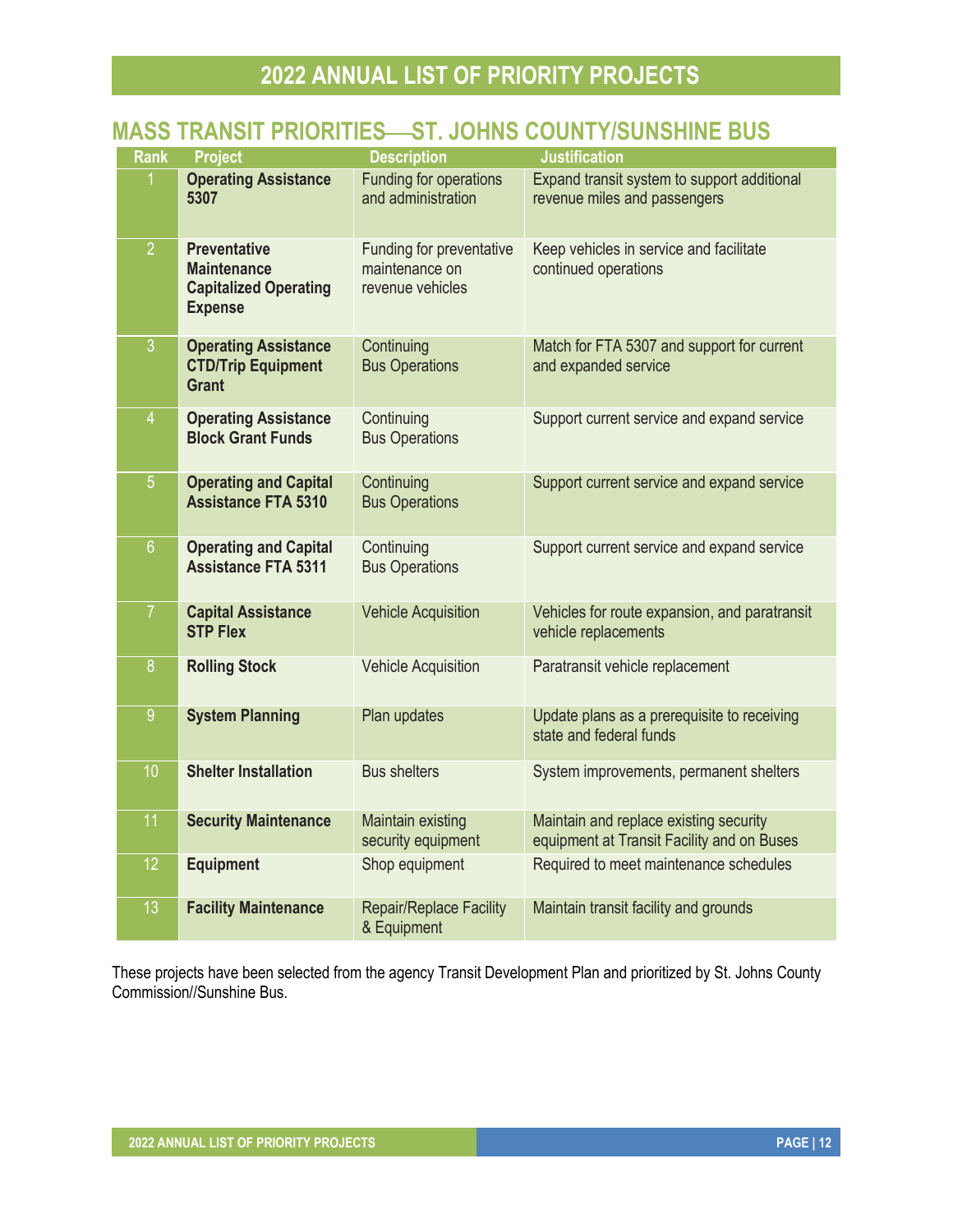# 2022 ANNUAL LIST OF PRIORITY PROJECTS

## MASS TRANSIT PRIORITIES—ST. JOHNS COUNTY/SUNSHINE BUS

| Rank | Project | Description | Justification |
|---|---|---|---|
| 1 | **Operating Assistance 5307** | Funding for operations and administration | Expand transit system to support additional revenue miles and passengers |
| 2 | **Preventative Maintenance Capitalized Operating Expense** | Funding for preventative maintenance on revenue vehicles | Keep vehicles in service and facilitate continued operations |
| 3 | **Operating Assistance CTD/Trip Equipment Grant** | Continuing Bus Operations | Match for FTA 5307 and support for current and expanded service |
| 4 | **Operating Assistance Block Grant Funds** | Continuing Bus Operations | Support current service and expand service |
| 5 | **Operating and Capital Assistance FTA 5310** | Continuing Bus Operations | Support current service and expand service |
| 6 | **Operating and Capital Assistance FTA 5311** | Continuing Bus Operations | Support current service and expand service |
| 7 | **Capital Assistance STP Flex** | Vehicle Acquisition | Vehicles for route expansion, and paratransit vehicle replacements |
| 8 | **Rolling Stock** | Vehicle Acquisition | Paratransit vehicle replacement |
| 9 | **System Planning** | Plan updates | Update plans as a prerequisite to receiving state and federal funds |
| 10 | **Shelter Installation** | Bus shelters | System improvements, permanent shelters |
| 11 | **Security Maintenance** | Maintain existing security equipment | Maintain and replace existing security equipment at Transit Facility and on Buses |
| 12 | **Equipment** | Shop equipment | Required to meet maintenance schedules |
| 13 | **Facility Maintenance** | Repair/Replace Facility & Equipment | Maintain transit facility and grounds |

These projects have been selected from the agency Transit Development Plan and prioritized by St. Johns County Commission//Sunshine Bus.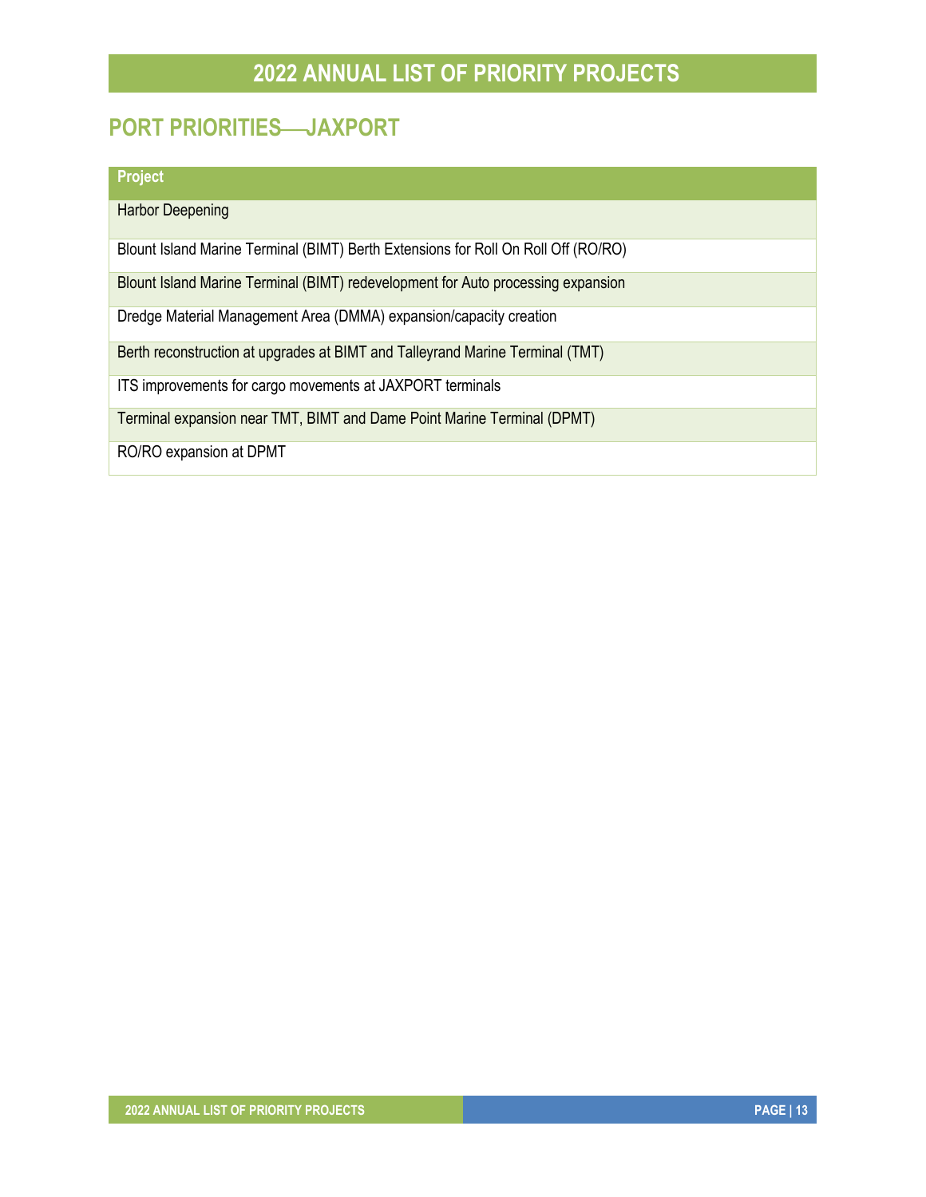# 2022 ANNUAL LIST OF PRIORITY PROJECTS

## PORT PRIORITIES—JAXPORT

| Project |
| --- |
| Harbor Deepening |
| Blount Island Marine Terminal (BIMT) Berth Extensions for Roll On Roll Off (RO/RO) |
| Blount Island Marine Terminal (BIMT) redevelopment for Auto processing expansion |
| Dredge Material Management Area (DMMA) expansion/capacity creation |
| Berth reconstruction at upgrades at BIMT and Talleyrand Marine Terminal (TMT) |
| ITS improvements for cargo movements at JAXPORT terminals |
| Terminal expansion near TMT, BIMT and Dame Point Marine Terminal (DPMT) |
| RO/RO expansion at DPMT |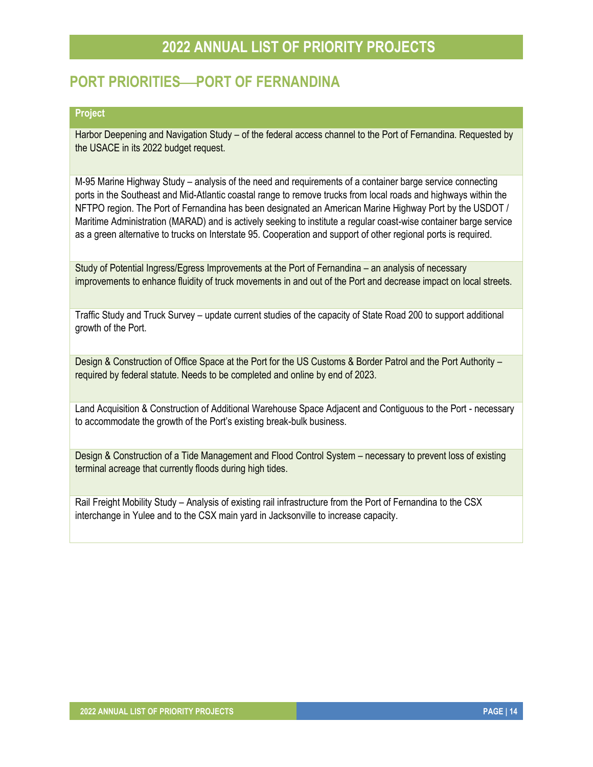# 2022 ANNUAL LIST OF PRIORITY PROJECTS

## PORT PRIORITIES—PORT OF FERNANDINA

| Project |
| --- |
| Harbor Deepening and Navigation Study – of the federal access channel to the Port of Fernandina. Requested by the USACE in its 2022 budget request. |
| M-95 Marine Highway Study – analysis of the need and requirements of a container barge service connecting ports in the Southeast and Mid-Atlantic coastal range to remove trucks from local roads and highways within the NFTPO region. The Port of Fernandina has been designated an American Marine Highway Port by the USDOT / Maritime Administration (MARAD) and is actively seeking to institute a regular coast-wise container barge service as a green alternative to trucks on Interstate 95. Cooperation and support of other regional ports is required. |
| Study of Potential Ingress/Egress Improvements at the Port of Fernandina – an analysis of necessary improvements to enhance fluidity of truck movements in and out of the Port and decrease impact on local streets. |
| Traffic Study and Truck Survey – update current studies of the capacity of State Road 200 to support additional growth of the Port. |
| Design & Construction of Office Space at the Port for the US Customs & Border Patrol and the Port Authority – required by federal statute. Needs to be completed and online by end of 2023. |
| Land Acquisition & Construction of Additional Warehouse Space Adjacent and Contiguous to the Port - necessary to accommodate the growth of the Port's existing break-bulk business. |
| Design & Construction of a Tide Management and Flood Control System – necessary to prevent loss of existing terminal acreage that currently floods during high tides. |
| Rail Freight Mobility Study – Analysis of existing rail infrastructure from the Port of Fernandina to the CSX interchange in Yulee and to the CSX main yard in Jacksonville to increase capacity. |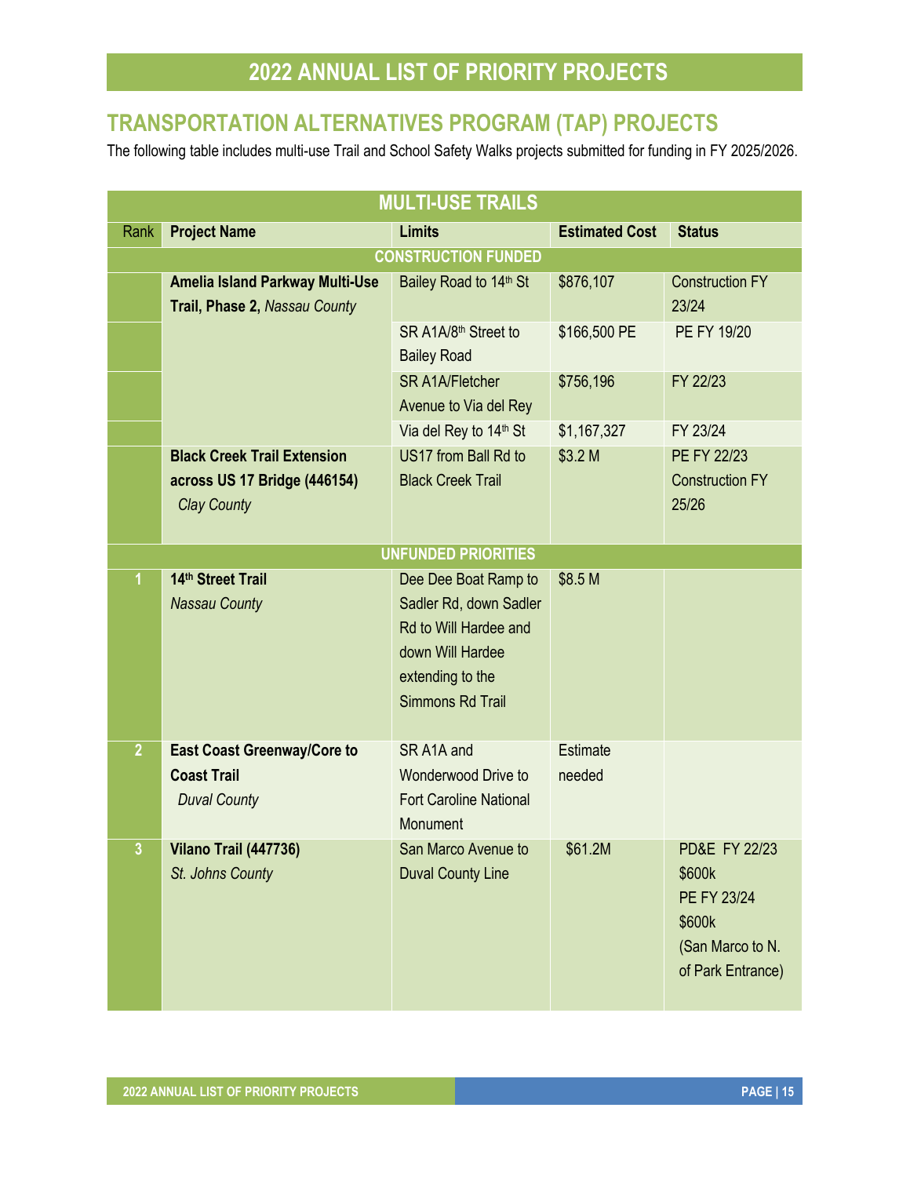# 2022 ANNUAL LIST OF PRIORITY PROJECTS

## TRANSPORTATION ALTERNATIVES PROGRAM (TAP) PROJECTS

The following table includes multi-use Trail and School Safety Walks projects submitted for funding in FY 2025/2026.

| MULTI-USE TRAILS | | | | |
|---|---|---|---|---|
| **Rank** | **Project Name** | **Limits** | **Estimated Cost** | **Status** |
| **CONSTRUCTION FUNDED** | | | | |
| | **Amelia Island Parkway Multi-Use Trail, Phase 2,** *Nassau County* | Bailey Road to 14th St | $876,107 | Construction FY 23/24 |
| | | SR A1A/8th Street to Bailey Road | $166,500 PE | PE FY 19/20 |
| | | SR A1A/Fletcher Avenue to Via del Rey | $756,196 | FY 22/23 |
| | | Via del Rey to 14th St | $1,167,327 | FY 23/24 |
| | **Black Creek Trail Extension across US 17 Bridge (446154)** *Clay County* | US17 from Ball Rd to Black Creek Trail | $3.2 M | PE FY 22/23 Construction FY 25/26 |
| **UNFUNDED PRIORITIES** | | | | |
| 1 | **14th Street Trail** *Nassau County* | Dee Dee Boat Ramp to Sadler Rd, down Sadler Rd to Will Hardee and down Will Hardee extending to the Simmons Rd Trail | $8.5 M | |
| 2 | **East Coast Greenway/Core to Coast Trail** *Duval County* | SR A1A and Wonderwood Drive to Fort Caroline National Monument | Estimate needed | |
| 3 | **Vilano Trail (447736)** *St. Johns County* | San Marco Avenue to Duval County Line | $61.2M | PD&E FY 22/23 $600k PE FY 23/24 $600k (San Marco to N. of Park Entrance) |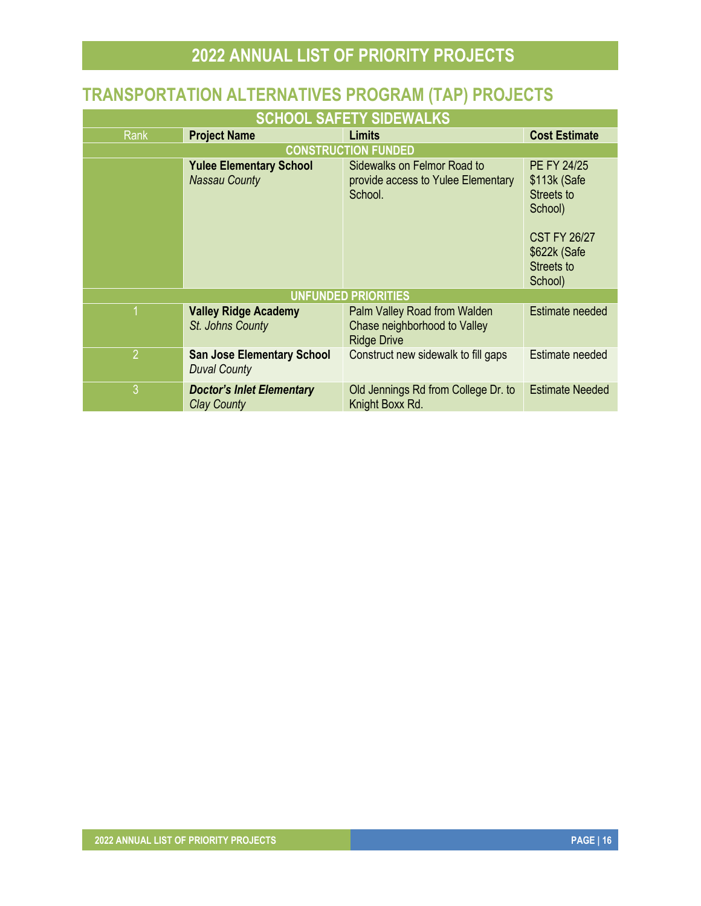# 2022 ANNUAL LIST OF PRIORITY PROJECTS

## TRANSPORTATION ALTERNATIVES PROGRAM (TAP) PROJECTS

| SCHOOL SAFETY SIDEWALKS | | | |
|---|---|---|---|
| Rank | **Project Name** | **Limits** | **Cost Estimate** |
| **CONSTRUCTION FUNDED** | | | |
| | **Yulee Elementary School** *Nassau County* | Sidewalks on Felmor Road to provide access to Yulee Elementary School. | PE FY 24/25 $113k (Safe Streets to School) CST FY 26/27 $622k (Safe Streets to School) |
| **UNFUNDED PRIORITIES** | | | |
| 1 | **Valley Ridge Academy** *St. Johns County* | Palm Valley Road from Walden Chase neighborhood to Valley Ridge Drive | Estimate needed |
| 2 | **San Jose Elementary School** *Duval County* | Construct new sidewalk to fill gaps | Estimate needed |
| 3 | ***Doctor's Inlet Elementary*** *Clay County* | Old Jennings Rd from College Dr. to Knight Boxx Rd. | Estimate Needed |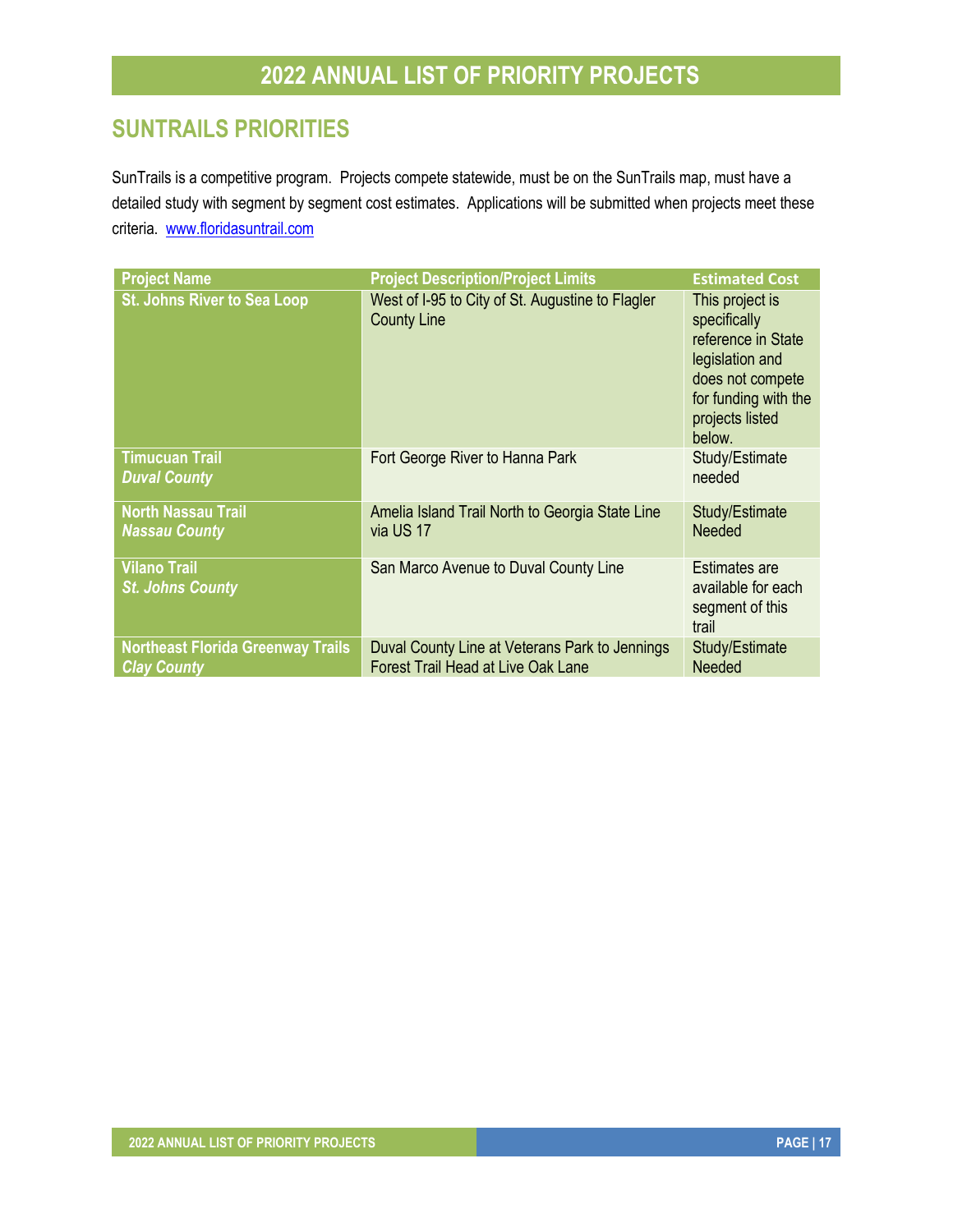# 2022 ANNUAL LIST OF PRIORITY PROJECTS

## SUNTRAILS PRIORITIES

SunTrails is a competitive program. Projects compete statewide, must be on the SunTrails map, must have a detailed study with segment by segment cost estimates. Applications will be submitted when projects meet these criteria. www.floridasuntrail.com

| Project Name | Project Description/Project Limits | Estimated Cost |
|---|---|---|
| **St. Johns River to Sea Loop** | West of I-95 to City of St. Augustine to Flagler County Line | This project is specifically reference in State legislation and does not compete for funding with the projects listed below. |
| **Timucuan Trail** ***Duval County*** | Fort George River to Hanna Park | Study/Estimate needed |
| **North Nassau Trail** ***Nassau County*** | Amelia Island Trail North to Georgia State Line via US 17 | Study/Estimate Needed |
| **Vilano Trail** ***St. Johns County*** | San Marco Avenue to Duval County Line | Estimates are available for each segment of this trail |
| **Northeast Florida Greenway Trails** ***Clay County*** | Duval County Line at Veterans Park to Jennings Forest Trail Head at Live Oak Lane | Study/Estimate Needed |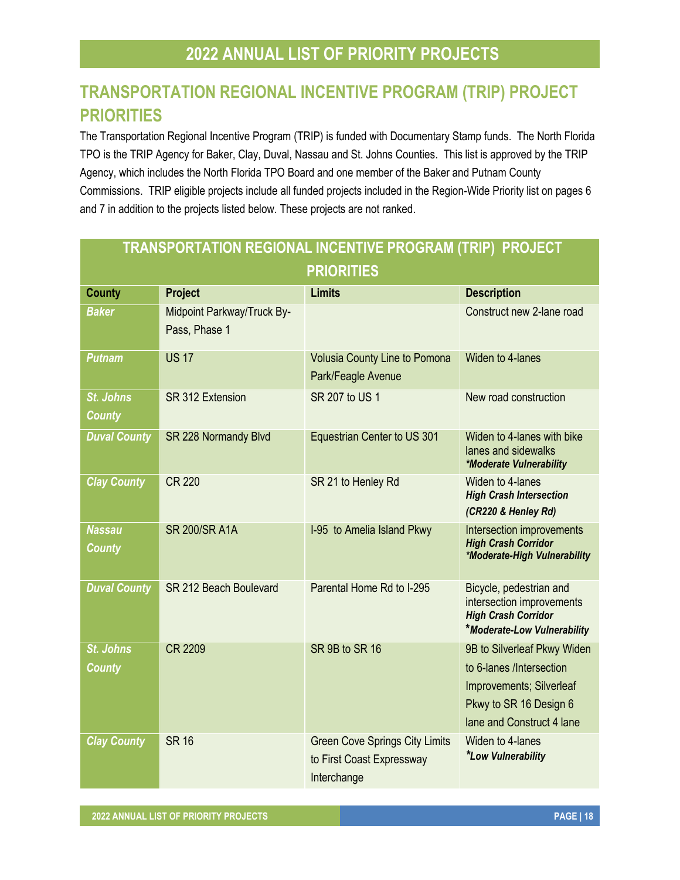# 2022 ANNUAL LIST OF PRIORITY PROJECTS

## TRANSPORTATION REGIONAL INCENTIVE PROGRAM (TRIP) PROJECT PRIORITIES

The Transportation Regional Incentive Program (TRIP) is funded with Documentary Stamp funds. The North Florida TPO is the TRIP Agency for Baker, Clay, Duval, Nassau and St. Johns Counties. This list is approved by the TRIP Agency, which includes the North Florida TPO Board and one member of the Baker and Putnam County Commissions. TRIP eligible projects include all funded projects included in the Region-Wide Priority list on pages 6 and 7 in addition to the projects listed below. These projects are not ranked.

**TRANSPORTATION REGIONAL INCENTIVE PROGRAM (TRIP) PROJECT PRIORITIES**

| County | Project | Limits | Description |
|---|---|---|---|
| ***Baker*** | Midpoint Parkway/Truck By-Pass, Phase 1 | | Construct new 2-lane road |
| ***Putnam*** | US 17 | Volusia County Line to Pomona Park/Feagle Avenue | Widen to 4-lanes |
| ***St. Johns County*** | SR 312 Extension | SR 207 to US 1 | New road construction |
| ***Duval County*** | SR 228 Normandy Blvd | Equestrian Center to US 301 | Widen to 4-lanes with bike lanes and sidewalks ***Moderate Vulnerability** |
| ***Clay County*** | CR 220 | SR 21 to Henley Rd | Widen to 4-lanes ***High Crash Intersection (CR220 & Henley Rd)*** |
| ***Nassau County*** | SR 200/SR A1A | I-95 to Amelia Island Pkwy | Intersection improvements ***High Crash Corridor*** ***Moderate-High Vulnerability** |
| ***Duval County*** | SR 212 Beach Boulevard | Parental Home Rd to I-295 | Bicycle, pedestrian and intersection improvements ***High Crash Corridor*** ***Moderate-Low Vulnerability** |
| ***St. Johns County*** | CR 2209 | SR 9B to SR 16 | 9B to Silverleaf Pkwy Widen to 6-lanes /Intersection Improvements; Silverleaf Pkwy to SR 16 Design 6 lane and Construct 4 lane |
| ***Clay County*** | SR 16 | Green Cove Springs City Limits to First Coast Expressway Interchange | Widen to 4-lanes ***Low Vulnerability** |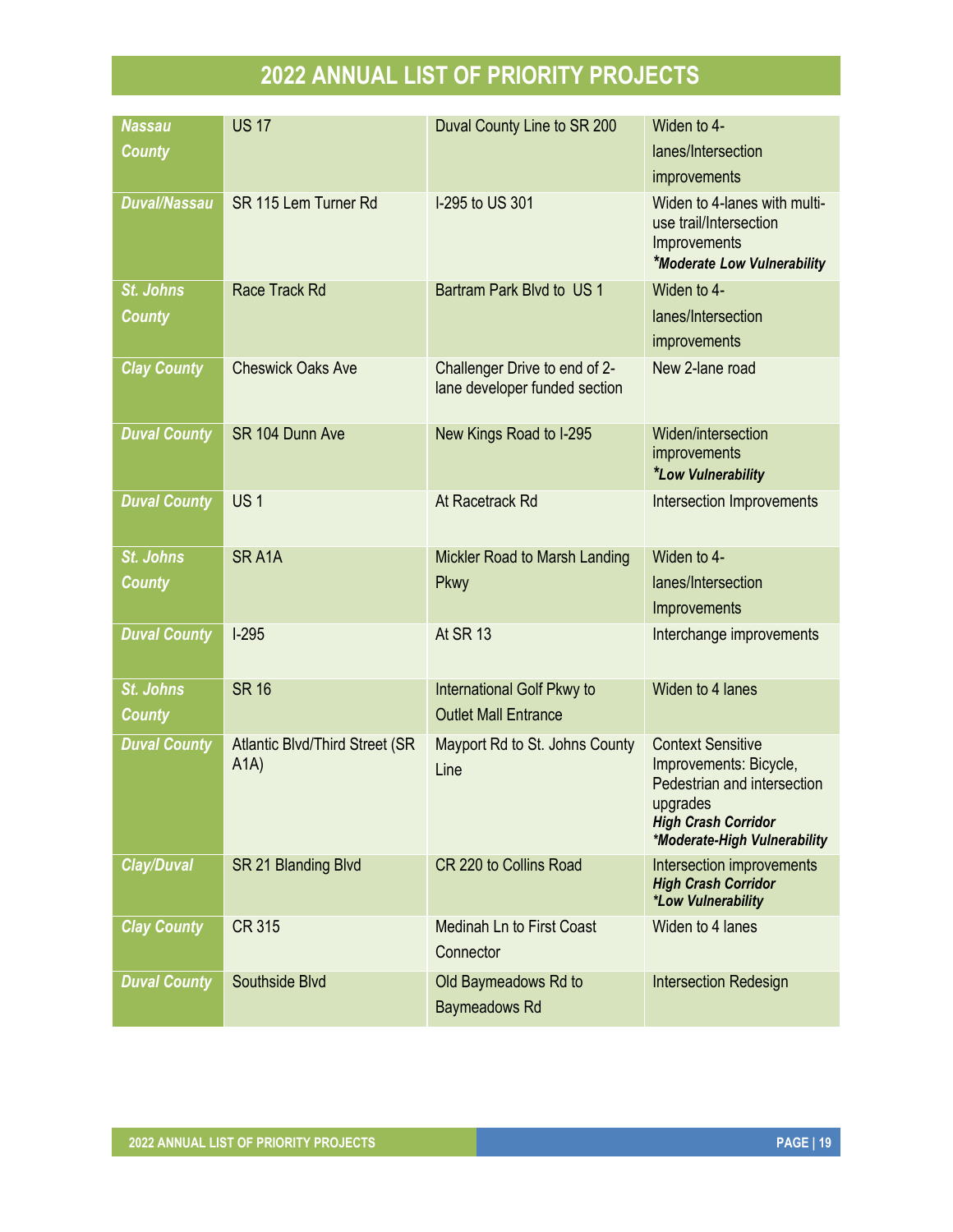# 2022 ANNUAL LIST OF PRIORITY PROJECTS

| | | | |
|---|---|---|---|
| ***Nassau County*** | US 17 | Duval County Line to SR 200 | Widen to 4-lanes/Intersection improvements |
| ***Duval/Nassau*** | SR 115 Lem Turner Rd | I-295 to US 301 | Widen to 4-lanes with multi-use trail/Intersection Improvements ***\*Moderate Low Vulnerability*** |
| ***St. Johns County*** | Race Track Rd | Bartram Park Blvd to US 1 | Widen to 4-lanes/Intersection improvements |
| ***Clay County*** | Cheswick Oaks Ave | Challenger Drive to end of 2-lane developer funded section | New 2-lane road |
| ***Duval County*** | SR 104 Dunn Ave | New Kings Road to I-295 | Widen/intersection improvements ***\*Low Vulnerability*** |
| ***Duval County*** | US 1 | At Racetrack Rd | Intersection Improvements |
| ***St. Johns County*** | SR A1A | Mickler Road to Marsh Landing Pkwy | Widen to 4-lanes/Intersection Improvements |
| ***Duval County*** | I-295 | At SR 13 | Interchange improvements |
| ***St. Johns County*** | SR 16 | International Golf Pkwy to Outlet Mall Entrance | Widen to 4 lanes |
| ***Duval County*** | Atlantic Blvd/Third Street (SR A1A) | Mayport Rd to St. Johns County Line | Context Sensitive Improvements: Bicycle, Pedestrian and intersection upgrades ***High Crash Corridor*** ***\*Moderate-High Vulnerability*** |
| ***Clay/Duval*** | SR 21 Blanding Blvd | CR 220 to Collins Road | Intersection improvements ***High Crash Corridor*** ***\*Low Vulnerability*** |
| ***Clay County*** | CR 315 | Medinah Ln to First Coast Connector | Widen to 4 lanes |
| ***Duval County*** | Southside Blvd | Old Baymeadows Rd to Baymeadows Rd | Intersection Redesign |